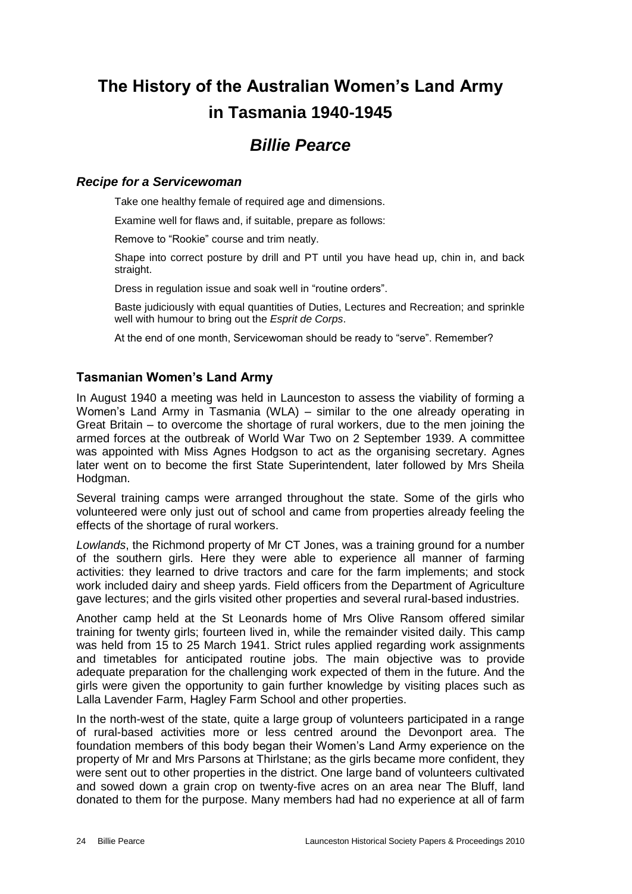# The History of the Australian Women's Land Army in Tasmania 1940-1945

## *Billie Pearce*

### *Recipe for a Servicewoman*

Take one healthy female of required age and dimensions.

Examine well for flaws and, if suitable, prepare as follows:

Remove to "Rookie" course and trim neatly.

Shape into correct posture by drill and PT until you have head up, chin in, and back straight.

Dress in regulation issue and soak well in "routine orders".

Baste judiciously with equal quantities of Duties, Lectures and Recreation; and sprinkle well with humour to bring out the *Esprit de Corps*.

At the end of one month, Servicewoman should be ready to "serve". Remember?

### Tasmanian Women's Land Army

In August 1940 a meeting was held in Launceston to assess the viability of forming a Women's Land Army in Tasmania (WLA) – similar to the one already operating in Great Britain – to overcome the shortage of rural workers, due to the men joining the armed forces at the outbreak of World War Two on 2 September 1939. A committee was appointed with Miss Agnes Hodgson to act as the organising secretary. Agnes later went on to become the first State Superintendent, later followed by Mrs Sheila Hodgman.

Several training camps were arranged throughout the state. Some of the girls who volunteered were only just out of school and came from properties already feeling the effects of the shortage of rural workers.

*Lowlands*, the Richmond property of Mr CT Jones, was a training ground for a number of the southern girls. Here they were able to experience all manner of farming activities: they learned to drive tractors and care for the farm implements; and stock work included dairy and sheep yards. Field officers from the Department of Agriculture gave lectures; and the girls visited other properties and several rural-based industries.

Another camp held at the St Leonards home of Mrs Olive Ransom offered similar training for twenty girls; fourteen lived in, while the remainder visited daily. This camp was held from 15 to 25 March 1941. Strict rules applied regarding work assignments and timetables for anticipated routine jobs. The main objective was to provide adequate preparation for the challenging work expected of them in the future. And the girls were given the opportunity to gain further knowledge by visiting places such as Lalla Lavender Farm, Hagley Farm School and other properties.

In the north-west of the state, quite a large group of volunteers participated in a range of rural-based activities more or less centred around the Devonport area. The foundation members of this body began their Women's Land Army experience on the property of Mr and Mrs Parsons at Thirlstane; as the girls became more confident, they were sent out to other properties in the district. One large band of volunteers cultivated and sowed down a grain crop on twenty-five acres on an area near The Bluff, land donated to them for the purpose. Many members had had no experience at all of farm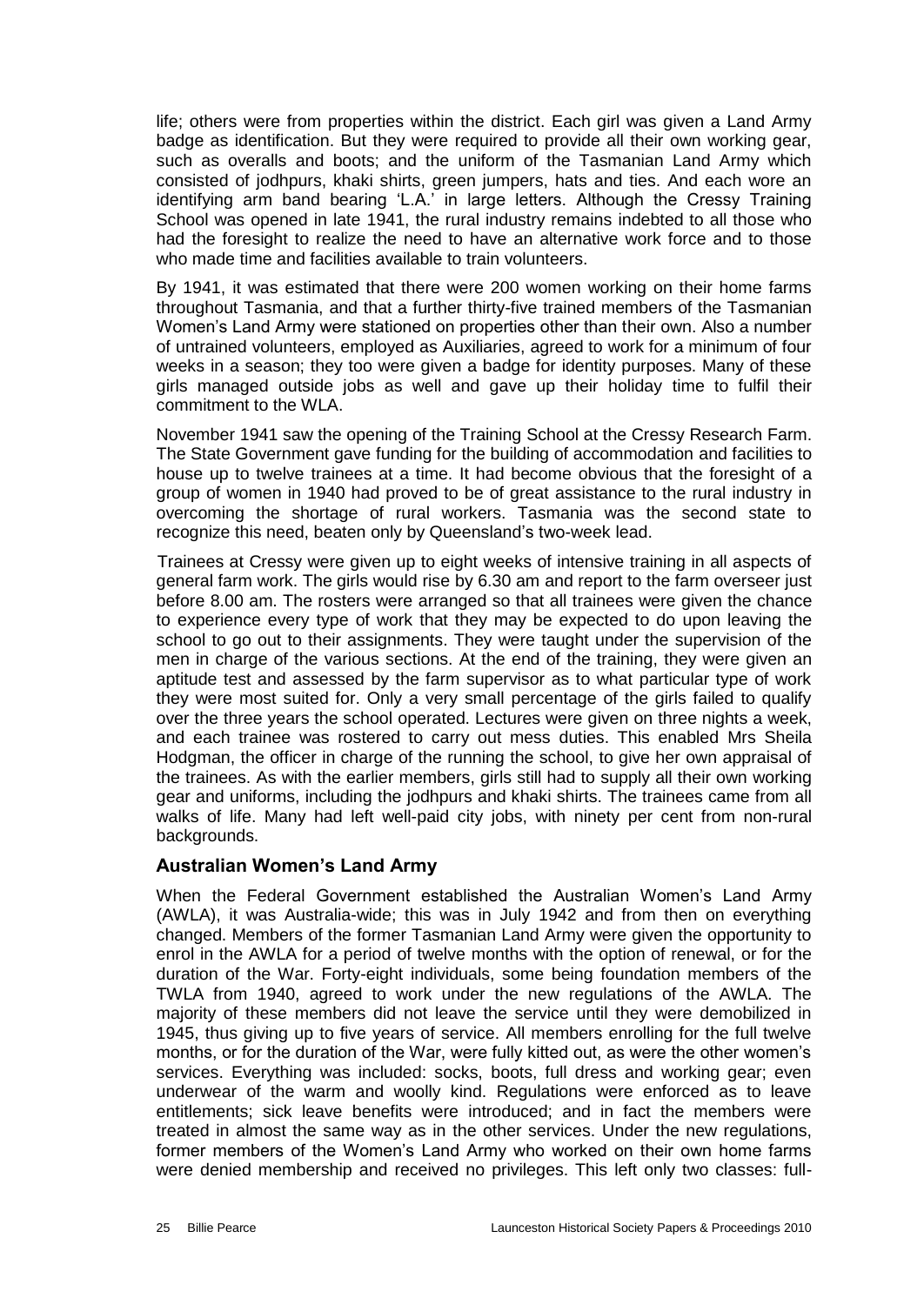life; others were from properties within the district. Each girl was given a Land Army badge as identification. But they were required to provide all their own working gear, such as overalls and boots; and the uniform of the Tasmanian Land Army which consisted of jodhpurs, khaki shirts, green jumpers, hats and ties. And each wore an identifying arm band bearing 'L.A.' in large letters. Although the Cressy Training School was opened in late 1941, the rural industry remains indebted to all those who had the foresight to realize the need to have an alternative work force and to those who made time and facilities available to train volunteers.

By 1941, it was estimated that there were 200 women working on their home farms throughout Tasmania, and that a further thirty-five trained members of the Tasmanian Women's Land Army were stationed on properties other than their own. Also a number of untrained volunteers, employed as Auxiliaries, agreed to work for a minimum of four weeks in a season; they too were given a badge for identity purposes. Many of these girls managed outside jobs as well and gave up their holiday time to fulfil their commitment to the WLA.

November 1941 saw the opening of the Training School at the Cressy Research Farm. The State Government gave funding for the building of accommodation and facilities to house up to twelve trainees at a time. It had become obvious that the foresight of a group of women in 1940 had proved to be of great assistance to the rural industry in overcoming the shortage of rural workers. Tasmania was the second state to recognize this need, beaten only by Queensland's two-week lead.

Trainees at Cressy were given up to eight weeks of intensive training in all aspects of general farm work. The girls would rise by 6.30 am and report to the farm overseer just before 8.00 am. The rosters were arranged so that all trainees were given the chance to experience every type of work that they may be expected to do upon leaving the school to go out to their assignments. They were taught under the supervision of the men in charge of the various sections. At the end of the training, they were given an aptitude test and assessed by the farm supervisor as to what particular type of work they were most suited for. Only a very small percentage of the girls failed to qualify over the three years the school operated. Lectures were given on three nights a week, and each trainee was rostered to carry out mess duties. This enabled Mrs Sheila Hodgman, the officer in charge of the running the school, to give her own appraisal of the trainees. As with the earlier members, girls still had to supply all their own working gear and uniforms, including the jodhpurs and khaki shirts. The trainees came from all walks of life. Many had left well-paid city jobs, with ninety per cent from non-rural backgrounds.

## Australian Women's Land Army

When the Federal Government established the Australian Women's Land Army (AWLA), it was Australia-wide; this was in July 1942 and from then on everything changed. Members of the former Tasmanian Land Army were given the opportunity to enrol in the AWLA for a period of twelve months with the option of renewal, or for the duration of the War. Forty-eight individuals, some being foundation members of the TWLA from 1940, agreed to work under the new regulations of the AWLA. The majority of these members did not leave the service until they were demobilized in 1945, thus giving up to five years of service. All members enrolling for the full twelve months, or for the duration of the War, were fully kitted out, as were the other women's services. Everything was included: socks, boots, full dress and working gear; even underwear of the warm and woolly kind. Regulations were enforced as to leave entitlements; sick leave benefits were introduced; and in fact the members were treated in almost the same way as in the other services. Under the new regulations, former members of the Women's Land Army who worked on their own home farms were denied membership and received no privileges. This left only two classes: full-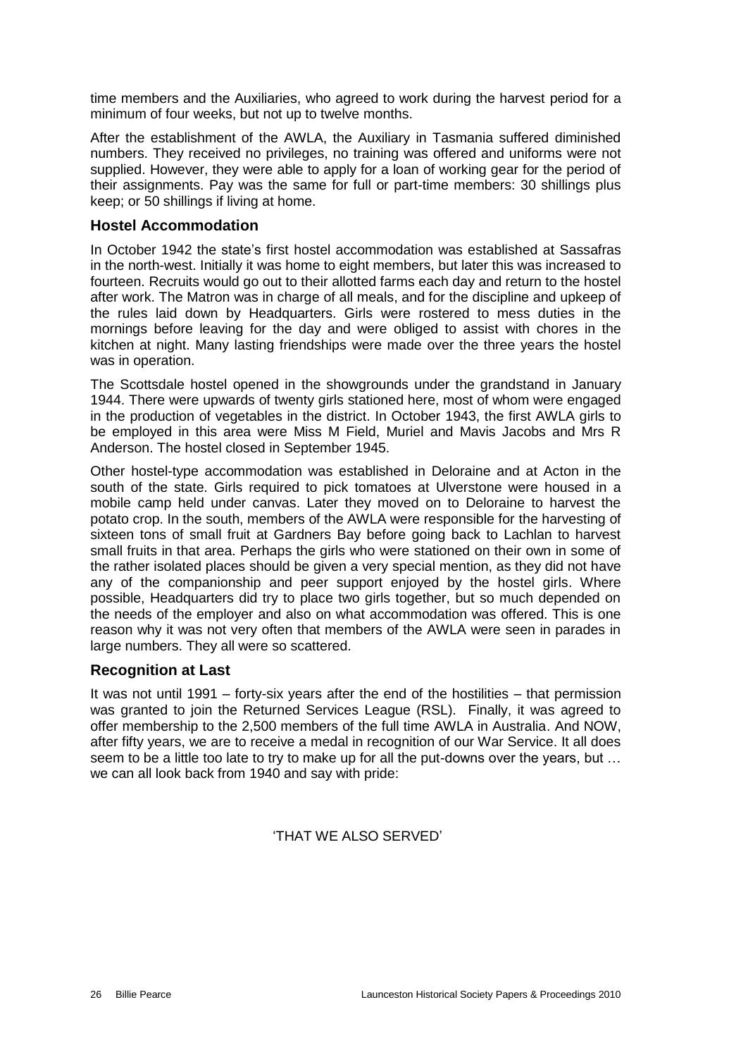time members and the Auxiliaries, who agreed to work during the harvest period for a minimum of four weeks, but not up to twelve months.

After the establishment of the AWLA, the Auxiliary in Tasmania suffered diminished numbers. They received no privileges, no training was offered and uniforms were not supplied. However, they were able to apply for a loan of working gear for the period of their assignments. Pay was the same for full or part-time members: 30 shillings plus keep; or 50 shillings if living at home.

## Hostel Accommodation

In October 1942 the state's first hostel accommodation was established at Sassafras in the north-west. Initially it was home to eight members, but later this was increased to fourteen. Recruits would go out to their allotted farms each day and return to the hostel after work. The Matron was in charge of all meals, and for the discipline and upkeep of the rules laid down by Headquarters. Girls were rostered to mess duties in the mornings before leaving for the day and were obliged to assist with chores in the kitchen at night. Many lasting friendships were made over the three years the hostel was in operation.

The Scottsdale hostel opened in the showgrounds under the grandstand in January 1944. There were upwards of twenty girls stationed here, most of whom were engaged in the production of vegetables in the district. In October 1943, the first AWLA girls to be employed in this area were Miss M Field, Muriel and Mavis Jacobs and Mrs R Anderson. The hostel closed in September 1945.

Other hostel-type accommodation was established in Deloraine and at Acton in the south of the state. Girls required to pick tomatoes at Ulverstone were housed in a mobile camp held under canvas. Later they moved on to Deloraine to harvest the potato crop. In the south, members of the AWLA were responsible for the harvesting of sixteen tons of small fruit at Gardners Bay before going back to Lachlan to harvest small fruits in that area. Perhaps the girls who were stationed on their own in some of the rather isolated places should be given a very special mention, as they did not have any of the companionship and peer support enjoyed by the hostel girls. Where possible, Headquarters did try to place two girls together, but so much depended on the needs of the employer and also on what accommodation was offered. This is one reason why it was not very often that members of the AWLA were seen in parades in large numbers. They all were so scattered.

## Recognition at Last

It was not until 1991 – forty-six years after the end of the hostilities – that permission was granted to join the Returned Services League (RSL). Finally, it was agreed to offer membership to the 2,500 members of the full time AWLA in Australia. And NOW, after fifty years, we are to receive a medal in recognition of our War Service. It all does seem to be a little too late to try to make up for all the put-downs over the years, but … we can all look back from 1940 and say with pride:

'THAT WE ALSO SERVED'